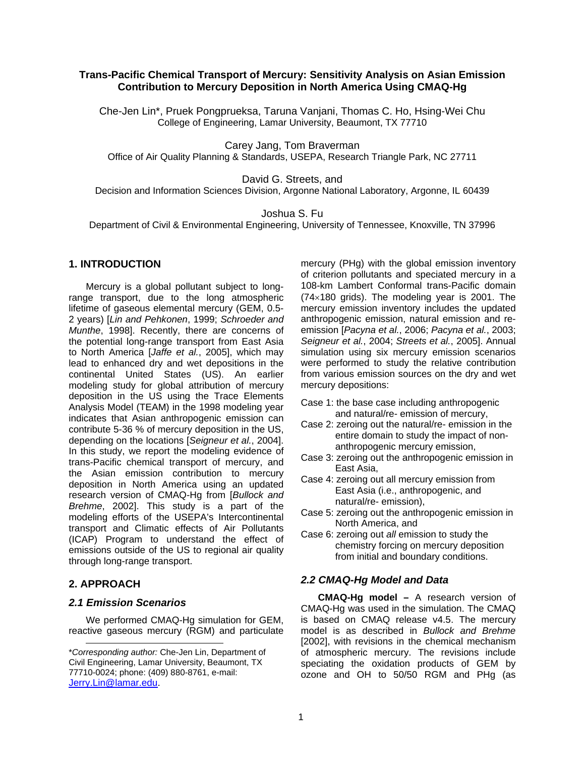# Trans-Pacific Chemical Transport of Mercury: Sensitivity Analysis on Asian Emission Contribution to Mercury Deposition in North America Using CMAQ-Hg

Che-Jen Lin*, Pruek Pongprueksa, Taruna Vanjani, Thomas C. Ho, Hsing-Wei Chu
College of Engineering, Lamar University, Beaumont, TX 77710

Carey Jang, Tom Braverman
Office of Air Quality Planning & Standards, USEPA, Research Triangle Park, NC 27711

David G. Streets, and
Decision and Information Sciences Division, Argonne National Laboratory, Argonne, IL 60439

Joshua S. Fu
Department of Civil & Environmental Engineering, University of Tennessee, Knoxville, TN 37996

## 1. INTRODUCTION

Mercury is a global pollutant subject to long-range transport, due to the long atmospheric lifetime of gaseous elemental mercury (GEM, 0.5-2 years) [*Lin and Pehkonen*, 1999; *Schroeder and Munthe*, 1998]. Recently, there are concerns of the potential long-range transport from East Asia to North America [*Jaffe et al.*, 2005], which may lead to enhanced dry and wet depositions in the continental United States (US). An earlier modeling study for global attribution of mercury deposition in the US using the Trace Elements Analysis Model (TEAM) in the 1998 modeling year indicates that Asian anthropogenic emission can contribute 5-36 % of mercury deposition in the US, depending on the locations [*Seigneur et al.*, 2004]. In this study, we report the modeling evidence of trans-Pacific chemical transport of mercury, and the Asian emission contribution to mercury deposition in North America using an updated research version of CMAQ-Hg from [*Bullock and Brehme*, 2002]. This study is a part of the modeling efforts of the USEPA's Intercontinental transport and Climatic effects of Air Pollutants (ICAP) Program to understand the effect of emissions outside of the US to regional air quality through long-range transport.

## 2. APPROACH

### *2.1 Emission Scenarios*

We performed CMAQ-Hg simulation for GEM, reactive gaseous mercury (RGM) and particulate mercury (PHg) with the global emission inventory of criterion pollutants and speciated mercury in a 108-km Lambert Conformal trans-Pacific domain ($74 \times 180$ grids). The modeling year is 2001. The mercury emission inventory includes the updated anthropogenic emission, natural emission and re-emission [*Pacyna et al.*, 2006; *Pacyna et al.*, 2003; *Seigneur et al.*, 2004; *Streets et al.*, 2005]. Annual simulation using six mercury emission scenarios were performed to study the relative contribution from various emission sources on the dry and wet mercury depositions:

- Case 1: the base case including anthropogenic and natural/re- emission of mercury,
- Case 2: zeroing out the natural/re- emission in the entire domain to study the impact of non-anthropogenic mercury emission,
- Case 3: zeroing out the anthropogenic emission in East Asia,
- Case 4: zeroing out all mercury emission from East Asia (i.e., anthropogenic, and natural/re- emission),
- Case 5: zeroing out the anthropogenic emission in North America, and
- Case 6: zeroing out *all* emission to study the chemistry forcing on mercury deposition from initial and boundary conditions.

### *2.2 CMAQ-Hg Model and Data*

**CMAQ-Hg model –** A research version of CMAQ-Hg was used in the simulation. The CMAQ is based on CMAQ release v4.5. The mercury model is as described in *Bullock and Brehme* [2002], with revisions in the chemical mechanism of atmospheric mercury. The revisions include speciating the oxidation products of GEM by ozone and OH to 50/50 RGM and PHg (as

---

\**Corresponding author:* Che-Jen Lin, Department of Civil Engineering, Lamar University, Beaumont, TX 77710-0024; phone: (409) 880-8761, e-mail: Jerry.Lin@lamar.edu.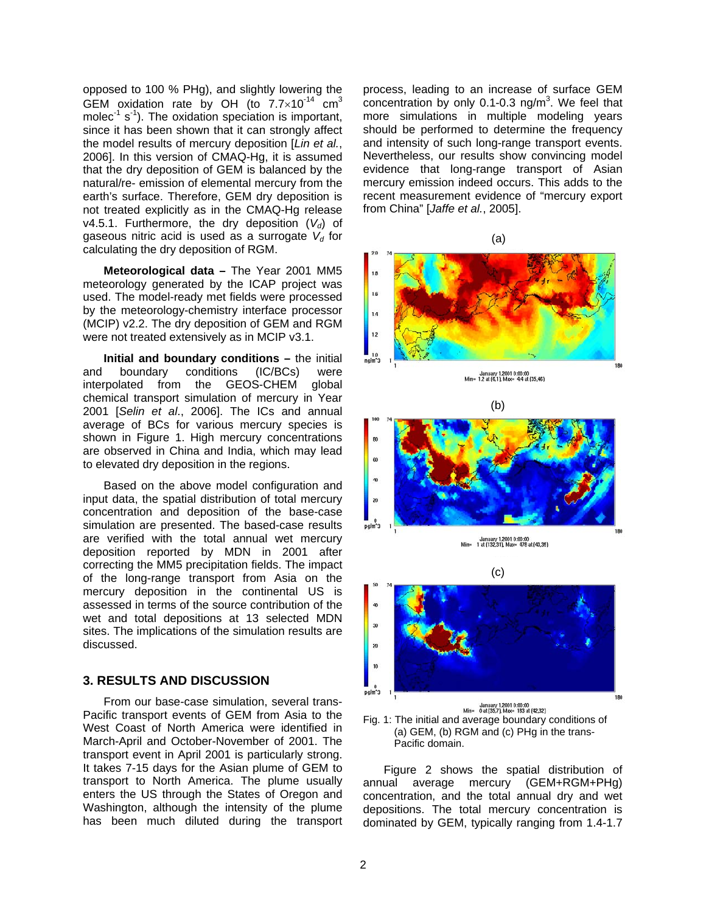opposed to 100 % PHg), and slightly lowering the GEM oxidation rate by OH (to $7.7\times10^{-14}$ $cm^3$ $molec^{-1}$ $s^{-1}$). The oxidation speciation is important, since it has been shown that it can strongly affect the model results of mercury deposition [*Lin et al.*, 2006]. In this version of CMAQ-Hg, it is assumed that the dry deposition of GEM is balanced by the natural/re- emission of elemental mercury from the earth's surface. Therefore, GEM dry deposition is not treated explicitly as in the CMAQ-Hg release v4.5.1. Furthermore, the dry deposition ($V_d$) of gaseous nitric acid is used as a surrogate $V_d$ for calculating the dry deposition of RGM.

**Meteorological data –** The Year 2001 MM5 meteorology generated by the ICAP project was used. The model-ready met fields were processed by the meteorology-chemistry interface processor (MCIP) v2.2. The dry deposition of GEM and RGM were not treated extensively as in MCIP v3.1.

**Initial and boundary conditions –** the initial and boundary conditions (IC/BCs) were interpolated from the GEOS-CHEM global chemical transport simulation of mercury in Year 2001 [*Selin et al*., 2006]. The ICs and annual average of BCs for various mercury species is shown in Figure 1. High mercury concentrations are observed in China and India, which may lead to elevated dry deposition in the regions.

Based on the above model configuration and input data, the spatial distribution of total mercury concentration and deposition of the base-case simulation are presented. The based-case results are verified with the total annual wet mercury deposition reported by MDN in 2001 after correcting the MM5 precipitation fields. The impact of the long-range transport from Asia on the mercury deposition in the continental US is assessed in terms of the source contribution of the wet and total depositions at 13 selected MDN sites. The implications of the simulation results are discussed.

## 3. RESULTS AND DISCUSSION

From our base-case simulation, several trans-Pacific transport events of GEM from Asia to the West Coast of North America were identified in March-April and October-November of 2001. The transport event in April 2001 is particularly strong. It takes 7-15 days for the Asian plume of GEM to transport to North America. The plume usually enters the US through the States of Oregon and Washington, although the intensity of the plume has been much diluted during the transport process, leading to an increase of surface GEM concentration by only 0.1-0.3 $ng/m^3$. We feel that more simulations in multiple modeling years should be performed to determine the frequency and intensity of such long-range transport events. Nevertheless, our results show convincing model evidence that long-range transport of Asian mercury emission indeed occurs. This adds to the recent measurement evidence of "mercury export from China" [*Jaffe et al.*, 2005].

Fig. 1: The initial and average boundary conditions of (a) GEM, (b) RGM and (c) PHg in the trans-Pacific domain.

Figure 2 shows the spatial distribution of annual average mercury (GEM+RGM+PHg) concentration, and the total annual dry and wet depositions. The total mercury concentration is dominated by GEM, typically ranging from 1.4-1.7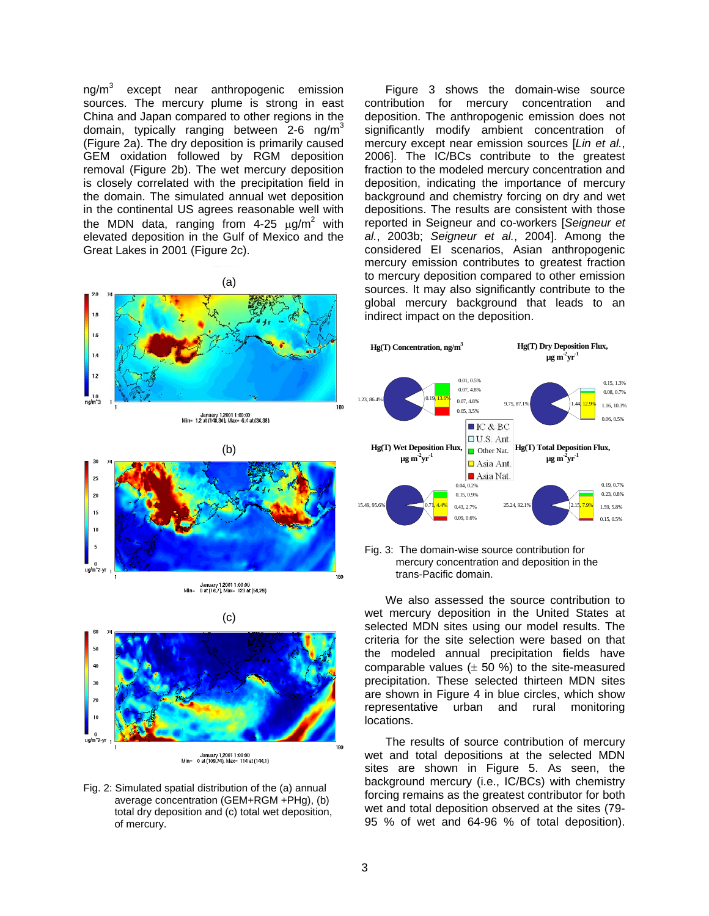ng/m$^3$ except near anthropogenic emission sources. The mercury plume is strong in east China and Japan compared to other regions in the domain, typically ranging between 2-6 ng/m$^3$ (Figure 2a). The dry deposition is primarily caused GEM oxidation followed by RGM deposition removal (Figure 2b). The wet mercury deposition is closely correlated with the precipitation field in the domain. The simulated annual wet deposition in the continental US agrees reasonable well with the MDN data, ranging from 4-25 μg/m$^2$ with elevated deposition in the Gulf of Mexico and the Great Lakes in 2001 (Figure 2c).

Fig. 2: Simulated spatial distribution of the (a) annual average concentration (GEM+RGM +PHg), (b) total dry deposition and (c) total wet deposition, of mercury.

Figure 3 shows the domain-wise source contribution for mercury concentration and deposition. The anthropogenic emission does not significantly modify ambient concentration of mercury except near emission sources [*Lin et al.*, 2006]. The IC/BCs contribute to the greatest fraction to the modeled mercury concentration and deposition, indicating the importance of mercury background and chemistry forcing on dry and wet depositions. The results are consistent with those reported in Seigneur and co-workers [*Seigneur et al.*, 2003b; *Seigneur et al.*, 2004]. Among the considered EI scenarios, Asian anthropogenic mercury emission contributes to greatest fraction to mercury deposition compared to other emission sources. It may also significantly contribute to the global mercury background that leads to an indirect impact on the deposition.

Fig. 3: The domain-wise source contribution for mercury concentration and deposition in the trans-Pacific domain.

We also assessed the source contribution to wet mercury deposition in the United States at selected MDN sites using our model results. The criteria for the site selection were based on that the modeled annual precipitation fields have comparable values (± 50 %) to the site-measured precipitation. These selected thirteen MDN sites are shown in Figure 4 in blue circles, which show representative urban and rural monitoring locations.

The results of source contribution of mercury wet and total depositions at the selected MDN sites are shown in Figure 5. As seen, the background mercury (i.e., IC/BCs) with chemistry forcing remains as the greatest contributor for both wet and total deposition observed at the sites (79-95 % of wet and 64-96 % of total deposition).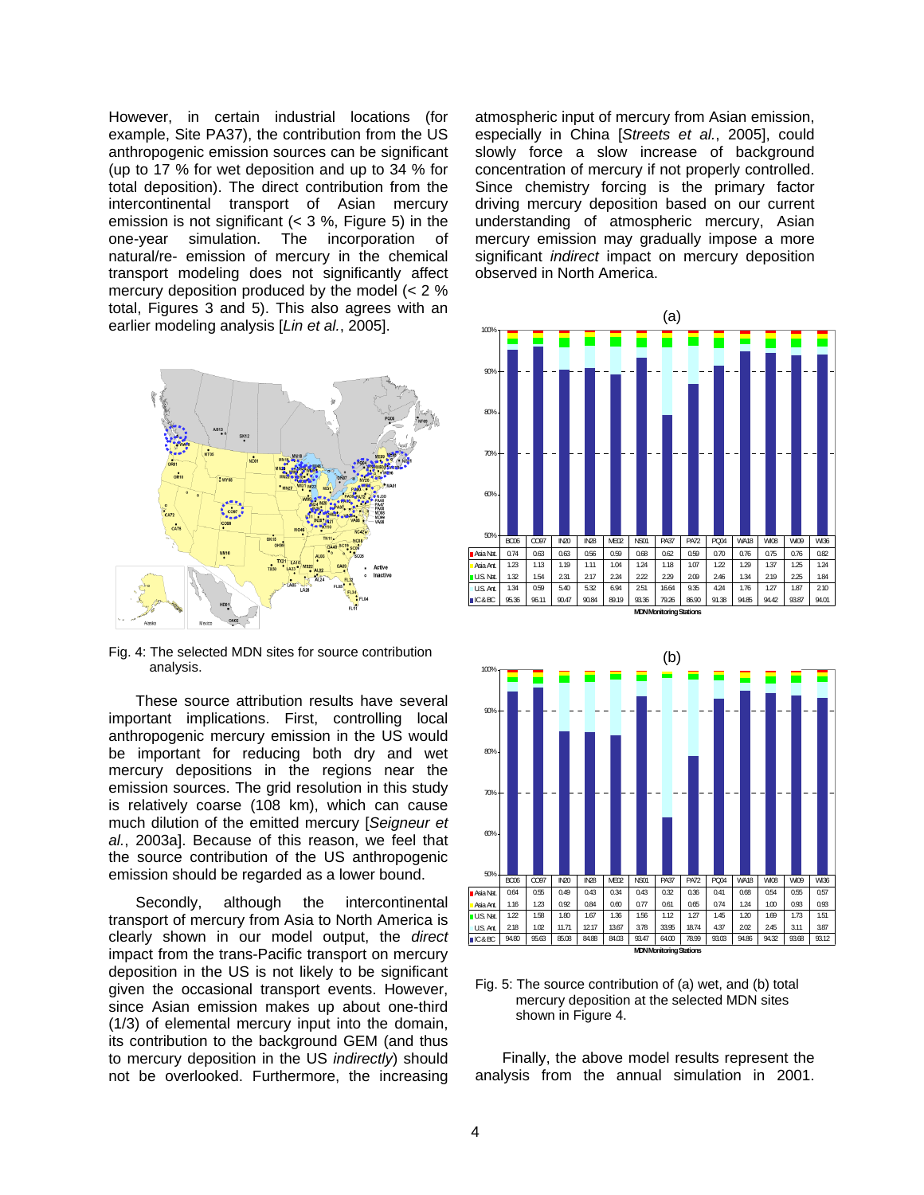However, in certain industrial locations (for example, Site PA37), the contribution from the US anthropogenic emission sources can be significant (up to 17 % for wet deposition and up to 34 % for total deposition). The direct contribution from the intercontinental transport of Asian mercury emission is not significant (< 3 %, Figure 5) in the one-year simulation. The incorporation of natural/re- emission of mercury in the chemical transport modeling does not significantly affect mercury deposition produced by the model (< 2 % total, Figures 3 and 5). This also agrees with an earlier modeling analysis [*Lin et al.*, 2005].

Fig. 4: The selected MDN sites for source contribution analysis.

These source attribution results have several important implications. First, controlling local anthropogenic mercury emission in the US would be important for reducing both dry and wet mercury depositions in the regions near the emission sources. The grid resolution in this study is relatively coarse (108 km), which can cause much dilution of the emitted mercury [*Seigneur et al.*, 2003a]. Because of this reason, we feel that the source contribution of the US anthropogenic emission should be regarded as a lower bound.

Secondly, although the intercontinental transport of mercury from Asia to North America is clearly shown in our model output, the *direct* impact from the trans-Pacific transport on mercury deposition in the US is not likely to be significant given the occasional transport events. However, since Asian emission makes up about one-third (1/3) of elemental mercury input into the domain, its contribution to the background GEM (and thus to mercury deposition in the US *indirectly*) should not be overlooked. Furthermore, the increasing atmospheric input of mercury from Asian emission, especially in China [*Streets et al.*, 2005], could slowly force a slow increase of background concentration of mercury if not properly controlled. Since chemistry forcing is the primary factor driving mercury deposition based on our current understanding of atmospheric mercury, Asian mercury emission may gradually impose a more significant *indirect* impact on mercury deposition observed in North America.

(a)

| | BC06 | CO97 | IN20 | IN28 | ME02 | NS01 | PA37 | PA72 | PQ04 | WA18 | WI08 | WI09 | WI36 |
|---|---|---|---|---|---|---|---|---|---|---|---|---|---|
| Asia Nat. | 0.74 | 0.63 | 0.63 | 0.56 | 0.59 | 0.68 | 0.62 | 0.59 | 0.70 | 0.76 | 0.75 | 0.76 | 0.82 |
| Asia Ant. | 1.23 | 1.13 | 1.19 | 1.11 | 1.04 | 1.24 | 1.18 | 1.07 | 1.22 | 1.29 | 1.37 | 1.25 | 1.24 |
| U.S. Nat. | 1.32 | 1.54 | 2.31 | 2.17 | 2.24 | 2.22 | 2.29 | 2.09 | 2.46 | 1.34 | 2.19 | 2.25 | 1.84 |
| U.S. Ant. | 1.34 | 0.59 | 5.40 | 5.32 | 6.94 | 2.51 | 16.64 | 9.35 | 4.24 | 1.76 | 1.27 | 1.87 | 2.10 |
| IC & BC | 95.36 | 96.11 | 90.47 | 90.84 | 89.19 | 93.36 | 79.26 | 86.90 | 91.38 | 94.85 | 94.42 | 93.87 | 94.01 |

MDN Monitoring Stations

(b)

| | BC06 | CO97 | IN20 | IN28 | ME02 | NS01 | PA37 | PA72 | PQ04 | WA18 | WI08 | WI09 | WI36 |
|---|---|---|---|---|---|---|---|---|---|---|---|---|---|
| Asia Nat. | 0.64 | 0.55 | 0.49 | 0.43 | 0.34 | 0.43 | 0.32 | 0.36 | 0.41 | 0.68 | 0.54 | 0.55 | 0.57 |
| Asia Ant. | 1.16 | 1.23 | 0.92 | 0.84 | 0.60 | 0.77 | 0.61 | 0.65 | 0.74 | 1.24 | 1.00 | 0.93 | 0.93 |
| U.S. Nat. | 1.22 | 1.58 | 1.80 | 1.67 | 1.36 | 1.56 | 1.12 | 1.27 | 1.45 | 1.20 | 1.69 | 1.73 | 1.51 |
| U.S. Ant. | 2.18 | 1.02 | 11.71 | 12.17 | 13.67 | 3.78 | 33.95 | 18.74 | 4.37 | 2.02 | 2.45 | 3.11 | 3.87 |
| IC & BC | 94.80 | 95.63 | 85.08 | 84.88 | 84.03 | 93.47 | 64.00 | 78.99 | 93.03 | 94.86 | 94.32 | 93.68 | 93.12 |

MDN Monitoring Stations

Fig. 5: The source contribution of (a) wet, and (b) total mercury deposition at the selected MDN sites shown in Figure 4.

Finally, the above model results represent the analysis from the annual simulation in 2001.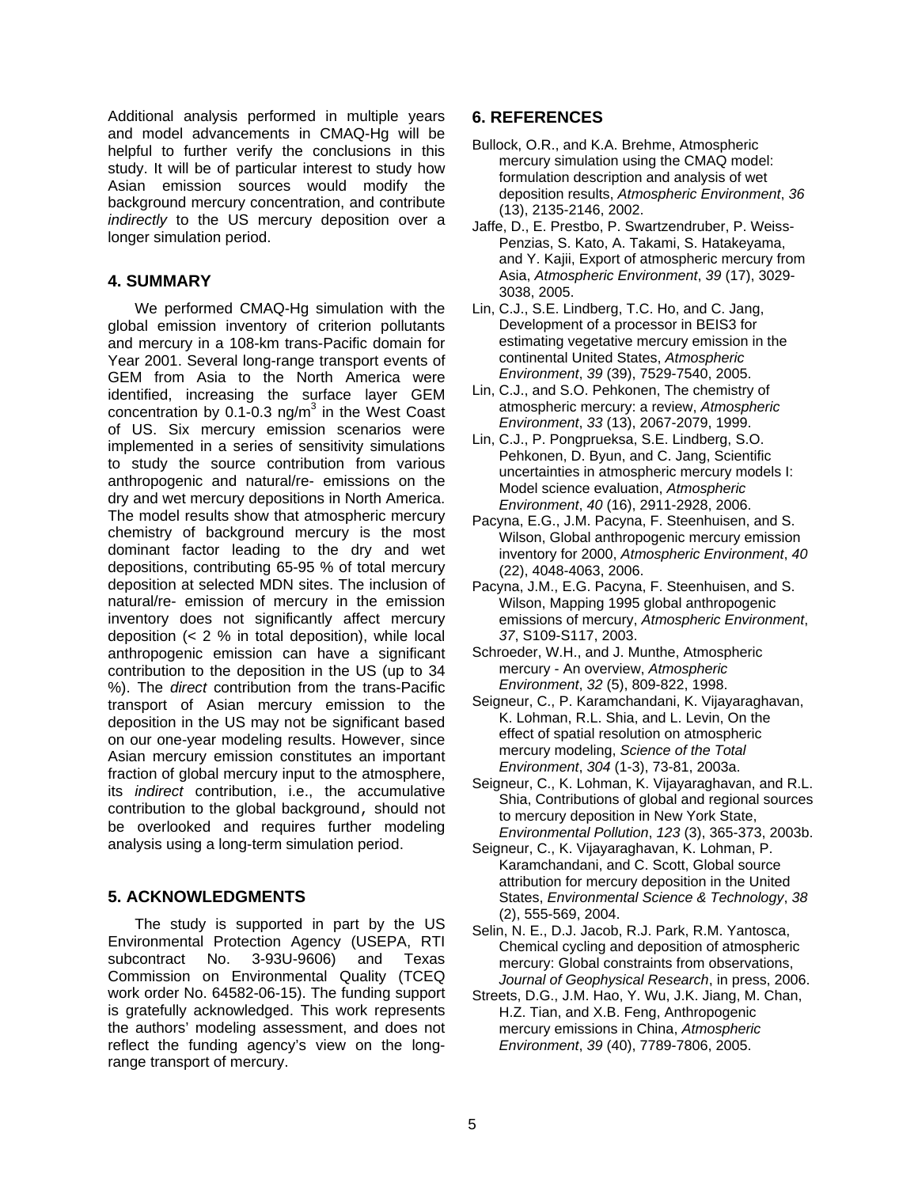Additional analysis performed in multiple years and model advancements in CMAQ-Hg will be helpful to further verify the conclusions in this study. It will be of particular interest to study how Asian emission sources would modify the background mercury concentration, and contribute *indirectly* to the US mercury deposition over a longer simulation period.

## 4. SUMMARY

We performed CMAQ-Hg simulation with the global emission inventory of criterion pollutants and mercury in a 108-km trans-Pacific domain for Year 2001. Several long-range transport events of GEM from Asia to the North America were identified, increasing the surface layer GEM concentration by 0.1-0.3 ng/m$^3$ in the West Coast of US. Six mercury emission scenarios were implemented in a series of sensitivity simulations to study the source contribution from various anthropogenic and natural/re- emissions on the dry and wet mercury depositions in North America. The model results show that atmospheric mercury chemistry of background mercury is the most dominant factor leading to the dry and wet depositions, contributing 65-95 % of total mercury deposition at selected MDN sites. The inclusion of natural/re- emission of mercury in the emission inventory does not significantly affect mercury deposition (< 2 % in total deposition), while local anthropogenic emission can have a significant contribution to the deposition in the US (up to 34 %). The *direct* contribution from the trans-Pacific transport of Asian mercury emission to the deposition in the US may not be significant based on our one-year modeling results. However, since Asian mercury emission constitutes an important fraction of global mercury input to the atmosphere, its *indirect* contribution, i.e., the accumulative contribution to the global background, should not be overlooked and requires further modeling analysis using a long-term simulation period.

## 5. ACKNOWLEDGMENTS

The study is supported in part by the US Environmental Protection Agency (USEPA, RTI subcontract No. 3-93U-9606) and Texas Commission on Environmental Quality (TCEQ work order No. 64582-06-15). The funding support is gratefully acknowledged. This work represents the authors' modeling assessment, and does not reflect the funding agency's view on the long-range transport of mercury.

## 6. REFERENCES

Bullock, O.R., and K.A. Brehme, Atmospheric mercury simulation using the CMAQ model: formulation description and analysis of wet deposition results, *Atmospheric Environment*, *36* (13), 2135-2146, 2002.

Jaffe, D., E. Prestbo, P. Swartzendruber, P. Weiss-Penzias, S. Kato, A. Takami, S. Hatakeyama, and Y. Kajii, Export of atmospheric mercury from Asia, *Atmospheric Environment*, *39* (17), 3029-3038, 2005.

Lin, C.J., S.E. Lindberg, T.C. Ho, and C. Jang, Development of a processor in BEIS3 for estimating vegetative mercury emission in the continental United States, *Atmospheric Environment*, *39* (39), 7529-7540, 2005.

Lin, C.J., and S.O. Pehkonen, The chemistry of atmospheric mercury: a review, *Atmospheric Environment*, *33* (13), 2067-2079, 1999.

Lin, C.J., P. Pongprueksa, S.E. Lindberg, S.O. Pehkonen, D. Byun, and C. Jang, Scientific uncertainties in atmospheric mercury models I: Model science evaluation, *Atmospheric Environment*, *40* (16), 2911-2928, 2006.

Pacyna, E.G., J.M. Pacyna, F. Steenhuisen, and S. Wilson, Global anthropogenic mercury emission inventory for 2000, *Atmospheric Environment*, *40* (22), 4048-4063, 2006.

Pacyna, J.M., E.G. Pacyna, F. Steenhuisen, and S. Wilson, Mapping 1995 global anthropogenic emissions of mercury, *Atmospheric Environment*, *37*, S109-S117, 2003.

Schroeder, W.H., and J. Munthe, Atmospheric mercury - An overview, *Atmospheric Environment*, *32* (5), 809-822, 1998.

Seigneur, C., P. Karamchandani, K. Vijayaraghavan, K. Lohman, R.L. Shia, and L. Levin, On the effect of spatial resolution on atmospheric mercury modeling, *Science of the Total Environment*, *304* (1-3), 73-81, 2003a.

Seigneur, C., K. Lohman, K. Vijayaraghavan, and R.L. Shia, Contributions of global and regional sources to mercury deposition in New York State, *Environmental Pollution*, *123* (3), 365-373, 2003b.

Seigneur, C., K. Vijayaraghavan, K. Lohman, P. Karamchandani, and C. Scott, Global source attribution for mercury deposition in the United States, *Environmental Science & Technology*, *38* (2), 555-569, 2004.

Selin, N. E., D.J. Jacob, R.J. Park, R.M. Yantosca, Chemical cycling and deposition of atmospheric mercury: Global constraints from observations, *Journal of Geophysical Research*, in press, 2006.

Streets, D.G., J.M. Hao, Y. Wu, J.K. Jiang, M. Chan, H.Z. Tian, and X.B. Feng, Anthropogenic mercury emissions in China, *Atmospheric Environment*, *39* (40), 7789-7806, 2005.